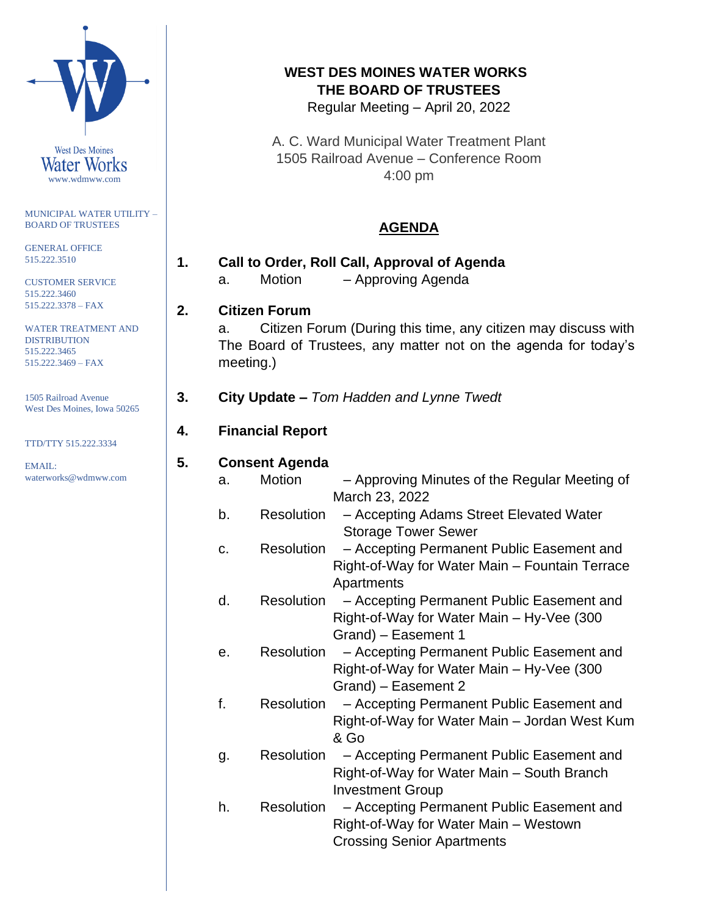West Des Moines
Water Works
www.wdmww.com

MUNICIPAL WATER UTILITY – BOARD OF TRUSTEES

GENERAL OFFICE
515.222.3510

CUSTOMER SERVICE
515.222.3460
515.222.3378 – FAX

WATER TREATMENT AND DISTRIBUTION
515.222.3465
515.222.3469 – FAX

1505 Railroad Avenue
West Des Moines, Iowa 50265

TTD/TTY 515.222.3334

EMAIL:
waterworks@wdmww.com

# WEST DES MOINES WATER WORKS
# THE BOARD OF TRUSTEES

Regular Meeting – April 20, 2022

A. C. Ward Municipal Water Treatment Plant
1505 Railroad Avenue – Conference Room
4:00 pm

## AGENDA

1. **Call to Order, Roll Call, Approval of Agenda**
   a. Motion – Approving Agenda

2. **Citizen Forum**
   a. Citizen Forum (During this time, any citizen may discuss with The Board of Trustees, any matter not on the agenda for today's meeting.)

3. **City Update –** *Tom Hadden and Lynne Twedt*

4. **Financial Report**

5. **Consent Agenda**
   a. Motion – Approving Minutes of the Regular Meeting of March 23, 2022
   b. Resolution – Accepting Adams Street Elevated Water Storage Tower Sewer
   c. Resolution – Accepting Permanent Public Easement and Right-of-Way for Water Main – Fountain Terrace Apartments
   d. Resolution – Accepting Permanent Public Easement and Right-of-Way for Water Main – Hy-Vee (300 Grand) – Easement 1
   e. Resolution – Accepting Permanent Public Easement and Right-of-Way for Water Main – Hy-Vee (300 Grand) – Easement 2
   f. Resolution – Accepting Permanent Public Easement and Right-of-Way for Water Main – Jordan West Kum & Go
   g. Resolution – Accepting Permanent Public Easement and Right-of-Way for Water Main – South Branch Investment Group
   h. Resolution – Accepting Permanent Public Easement and Right-of-Way for Water Main – Westown Crossing Senior Apartments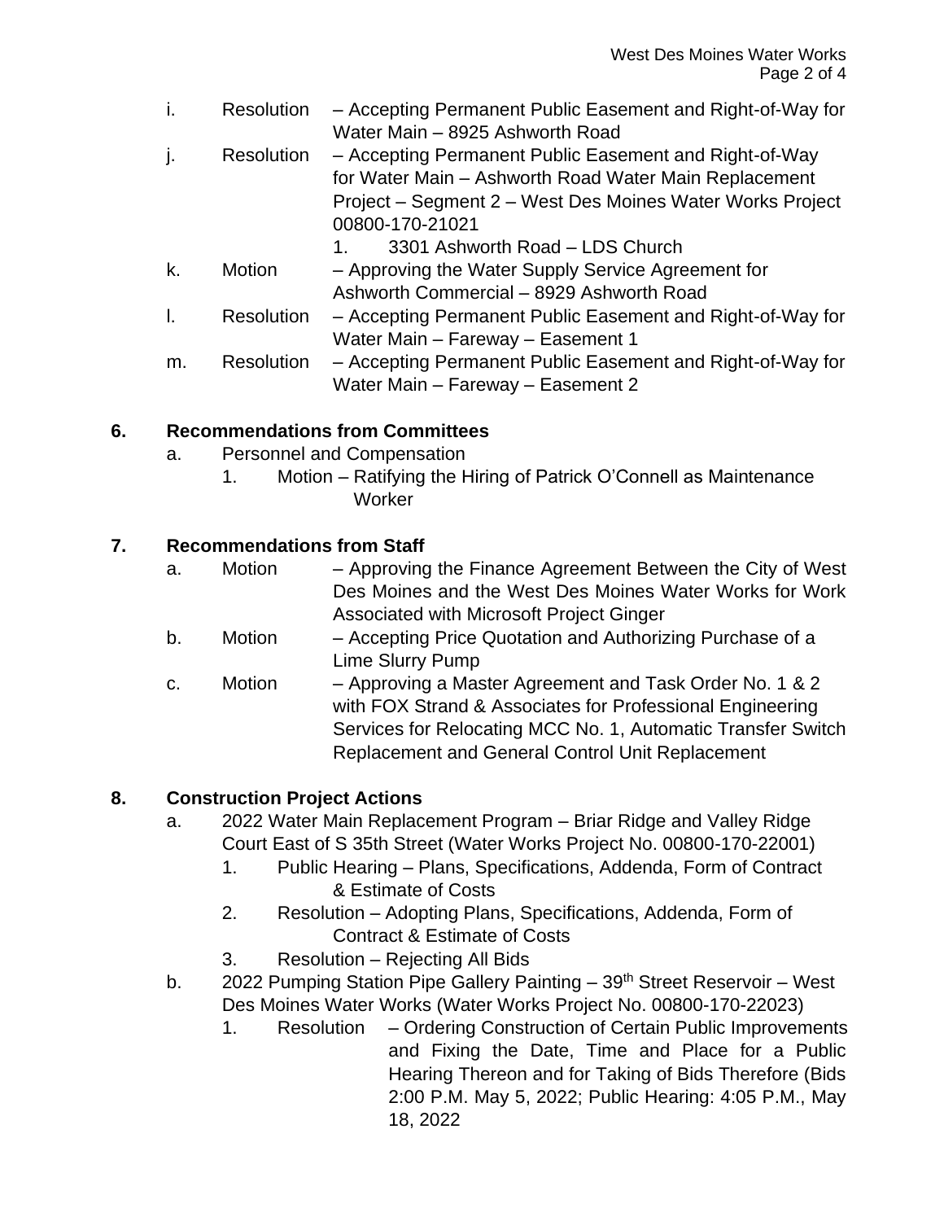i. Resolution – Accepting Permanent Public Easement and Right-of-Way for Water Main – 8925 Ashworth Road

j. Resolution – Accepting Permanent Public Easement and Right-of-Way for Water Main – Ashworth Road Water Main Replacement Project – Segment 2 – West Des Moines Water Works Project 00800-170-21021
   1. 3301 Ashworth Road – LDS Church

k. Motion – Approving the Water Supply Service Agreement for Ashworth Commercial – 8929 Ashworth Road

l. Resolution – Accepting Permanent Public Easement and Right-of-Way for Water Main – Fareway – Easement 1

m. Resolution – Accepting Permanent Public Easement and Right-of-Way for Water Main – Fareway – Easement 2

**6. Recommendations from Committees**

a. Personnel and Compensation
   1. Motion – Ratifying the Hiring of Patrick O'Connell as Maintenance Worker

**7. Recommendations from Staff**

a. Motion – Approving the Finance Agreement Between the City of West Des Moines and the West Des Moines Water Works for Work Associated with Microsoft Project Ginger

b. Motion – Accepting Price Quotation and Authorizing Purchase of a Lime Slurry Pump

c. Motion – Approving a Master Agreement and Task Order No. 1 & 2 with FOX Strand & Associates for Professional Engineering Services for Relocating MCC No. 1, Automatic Transfer Switch Replacement and General Control Unit Replacement

**8. Construction Project Actions**

a. 2022 Water Main Replacement Program – Briar Ridge and Valley Ridge Court East of S 35th Street (Water Works Project No. 00800-170-22001)
   1. Public Hearing – Plans, Specifications, Addenda, Form of Contract & Estimate of Costs
   2. Resolution – Adopting Plans, Specifications, Addenda, Form of Contract & Estimate of Costs
   3. Resolution – Rejecting All Bids

b. 2022 Pumping Station Pipe Gallery Painting – 39th Street Reservoir – West Des Moines Water Works (Water Works Project No. 00800-170-22023)
   1. Resolution – Ordering Construction of Certain Public Improvements and Fixing the Date, Time and Place for a Public Hearing Thereon and for Taking of Bids Therefore (Bids 2:00 P.M. May 5, 2022; Public Hearing: 4:05 P.M., May 18, 2022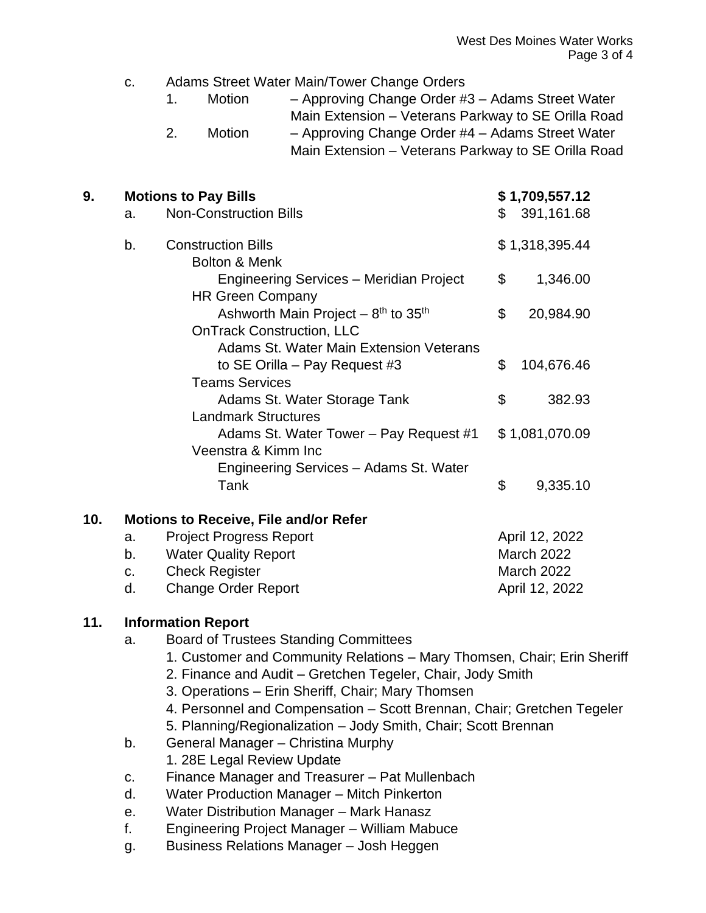c. Adams Street Water Main/Tower Change Orders
   1. Motion – Approving Change Order #3 – Adams Street Water Main Extension – Veterans Parkway to SE Orilla Road
   2. Motion – Approving Change Order #4 – Adams Street Water Main Extension – Veterans Parkway to SE Orilla Road

**9. Motions to Pay Bills** **$ 1,709,557.12**

a. Non-Construction Bills $ 391,161.68

b. Construction Bills $ 1,318,395.44

| | |
|---|---|
| Bolton & Menk | |
| Engineering Services – Meridian Project | $ 1,346.00 |
| HR Green Company | |
| Ashworth Main Project – 8th to 35th | $ 20,984.90 |
| OnTrack Construction, LLC | |
| Adams St. Water Main Extension Veterans to SE Orilla – Pay Request #3 | $ 104,676.46 |
| Teams Services | |
| Adams St. Water Storage Tank | $ 382.93 |
| Landmark Structures | |
| Adams St. Water Tower – Pay Request #1 | $ 1,081,070.09 |
| Veenstra & Kimm Inc | |
| Engineering Services – Adams St. Water Tank | $ 9,335.10 |

**10. Motions to Receive, File and/or Refer**

| | | |
|---|---|---|
| a. | Project Progress Report | April 12, 2022 |
| b. | Water Quality Report | March 2022 |
| c. | Check Register | March 2022 |
| d. | Change Order Report | April 12, 2022 |

**11. Information Report**

a. Board of Trustees Standing Committees
   1. Customer and Community Relations – Mary Thomsen, Chair; Erin Sheriff
   2. Finance and Audit – Gretchen Tegeler, Chair, Jody Smith
   3. Operations – Erin Sheriff, Chair; Mary Thomsen
   4. Personnel and Compensation – Scott Brennan, Chair; Gretchen Tegeler
   5. Planning/Regionalization – Jody Smith, Chair; Scott Brennan

b. General Manager – Christina Murphy
   1. 28E Legal Review Update

c. Finance Manager and Treasurer – Pat Mullenbach

d. Water Production Manager – Mitch Pinkerton

e. Water Distribution Manager – Mark Hanasz

f. Engineering Project Manager – William Mabuce

g. Business Relations Manager – Josh Heggen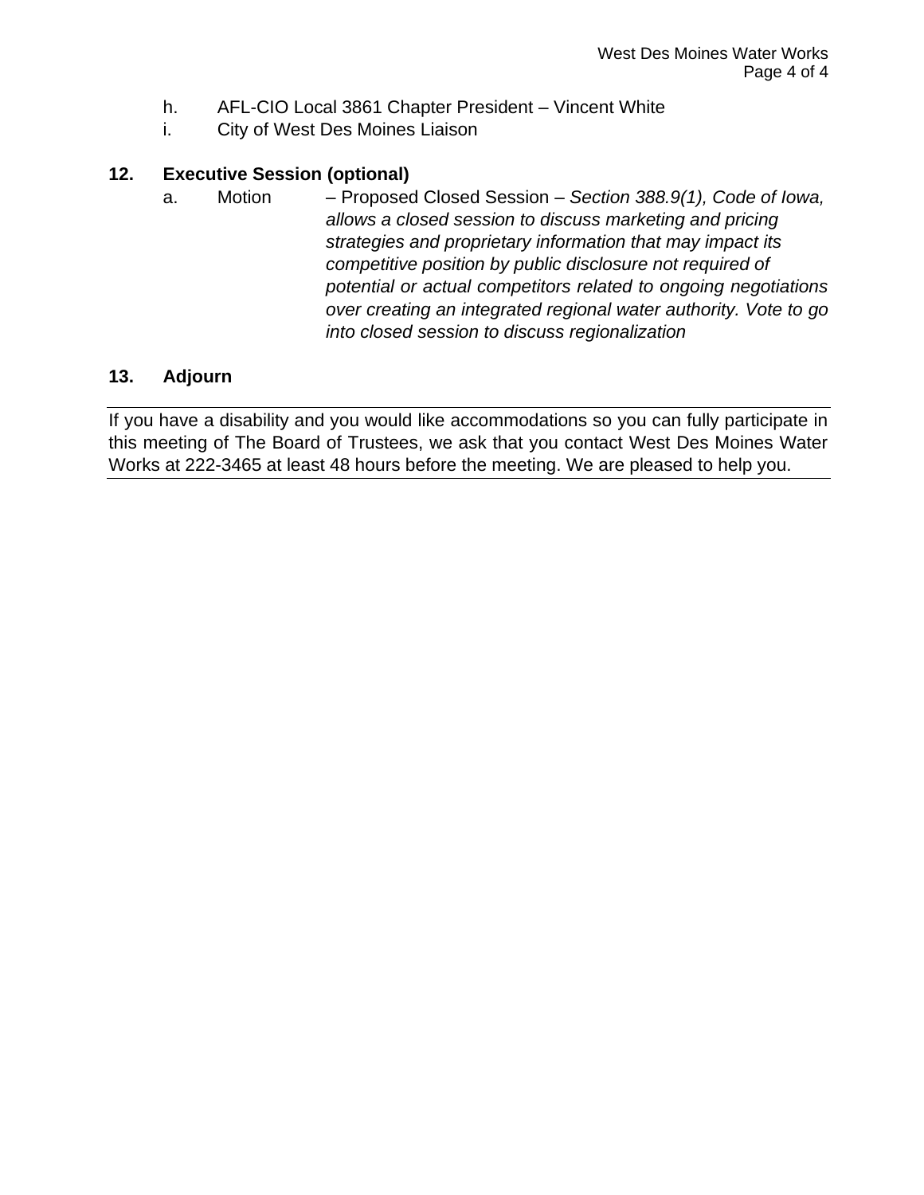h. AFL-CIO Local 3861 Chapter President – Vincent White

i. City of West Des Moines Liaison

**12. Executive Session (optional)**

a. Motion – Proposed Closed Session – *Section 388.9(1), Code of Iowa, allows a closed session to discuss marketing and pricing strategies and proprietary information that may impact its competitive position by public disclosure not required of potential or actual competitors related to ongoing negotiations over creating an integrated regional water authority. Vote to go into closed session to discuss regionalization*

**13. Adjourn**

---

If you have a disability and you would like accommodations so you can fully participate in this meeting of The Board of Trustees, we ask that you contact West Des Moines Water Works at 222-3465 at least 48 hours before the meeting. We are pleased to help you.

---